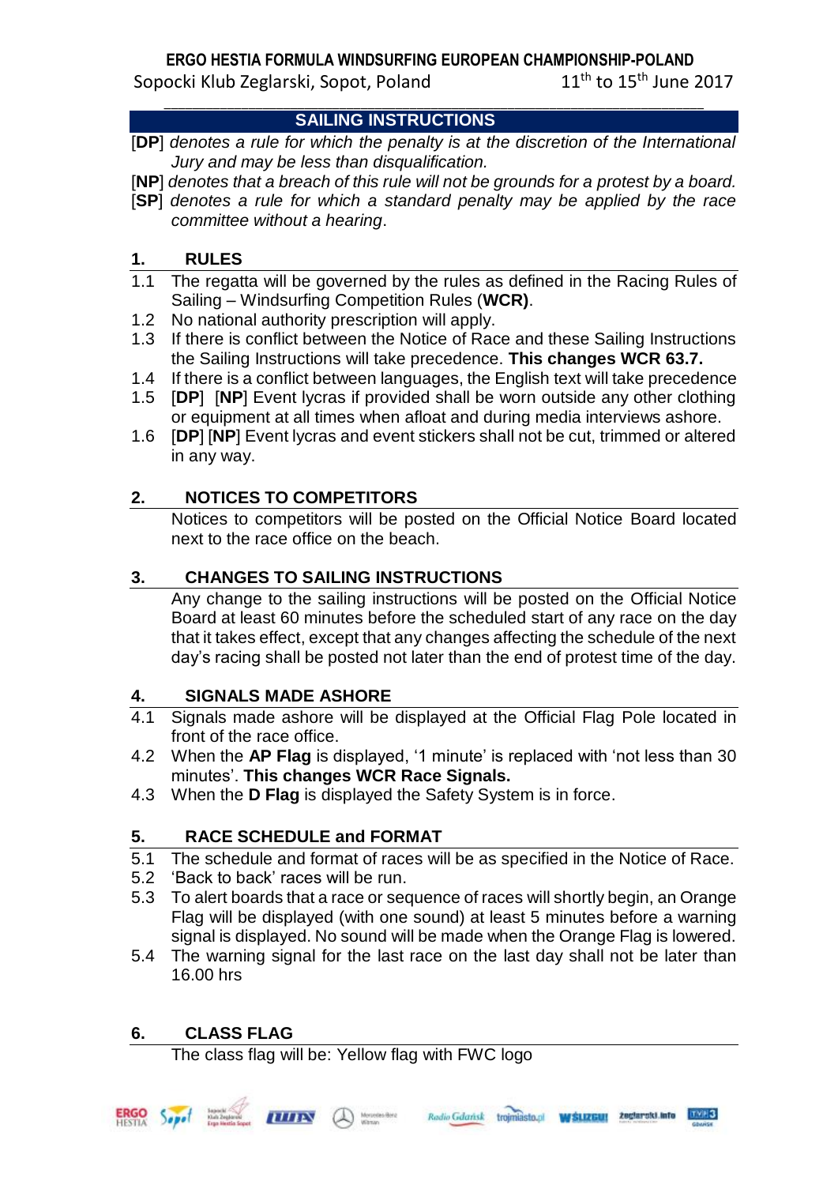**ERGO HESTIA FORMULA WINDSURFING EUROPEAN CHAMPIONSHIP-POLAND**

Sopocki Klub Zeglarski, Sopot, Poland — 11th to 15th June 2017

## SAILING INSTRUCTIONS

[**DP**] *denotes a rule for which the penalty is at the discretion of the International Jury and may be less than disqualification.*

[**NP**] *denotes that a breach of this rule will not be grounds for a protest by a board.*

[**SP**] *denotes a rule for which a standard penalty may be applied by the race committee without a hearing*.

### 1. RULES

1.1 The regatta will be governed by the rules as defined in the Racing Rules of Sailing – Windsurfing Competition Rules (**WCR)**.

1.2 No national authority prescription will apply.

1.3 If there is conflict between the Notice of Race and these Sailing Instructions the Sailing Instructions will take precedence. **This changes WCR 63.7.**

1.4 If there is a conflict between languages, the English text will take precedence

1.5 [**DP**] [**NP**] Event lycras if provided shall be worn outside any other clothing or equipment at all times when afloat and during media interviews ashore.

1.6 [**DP**] [**NP**] Event lycras and event stickers shall not be cut, trimmed or altered in any way.

### 2. NOTICES TO COMPETITORS

Notices to competitors will be posted on the Official Notice Board located next to the race office on the beach.

### 3. CHANGES TO SAILING INSTRUCTIONS

Any change to the sailing instructions will be posted on the Official Notice Board at least 60 minutes before the scheduled start of any race on the day that it takes effect, except that any changes affecting the schedule of the next day's racing shall be posted not later than the end of protest time of the day.

### 4. SIGNALS MADE ASHORE

4.1 Signals made ashore will be displayed at the Official Flag Pole located in front of the race office.

4.2 When the **AP Flag** is displayed, '1 minute' is replaced with 'not less than 30 minutes'. **This changes WCR Race Signals.**

4.3 When the **D Flag** is displayed the Safety System is in force.

### 5. RACE SCHEDULE and FORMAT

5.1 The schedule and format of races will be as specified in the Notice of Race.

5.2 'Back to back' races will be run.

5.3 To alert boards that a race or sequence of races will shortly begin, an Orange Flag will be displayed (with one sound) at least 5 minutes before a warning signal is displayed. No sound will be made when the Orange Flag is lowered.

5.4 The warning signal for the last race on the last day shall not be later than 16.00 hrs

### 6. CLASS FLAG

The class flag will be: Yellow flag with FWC logo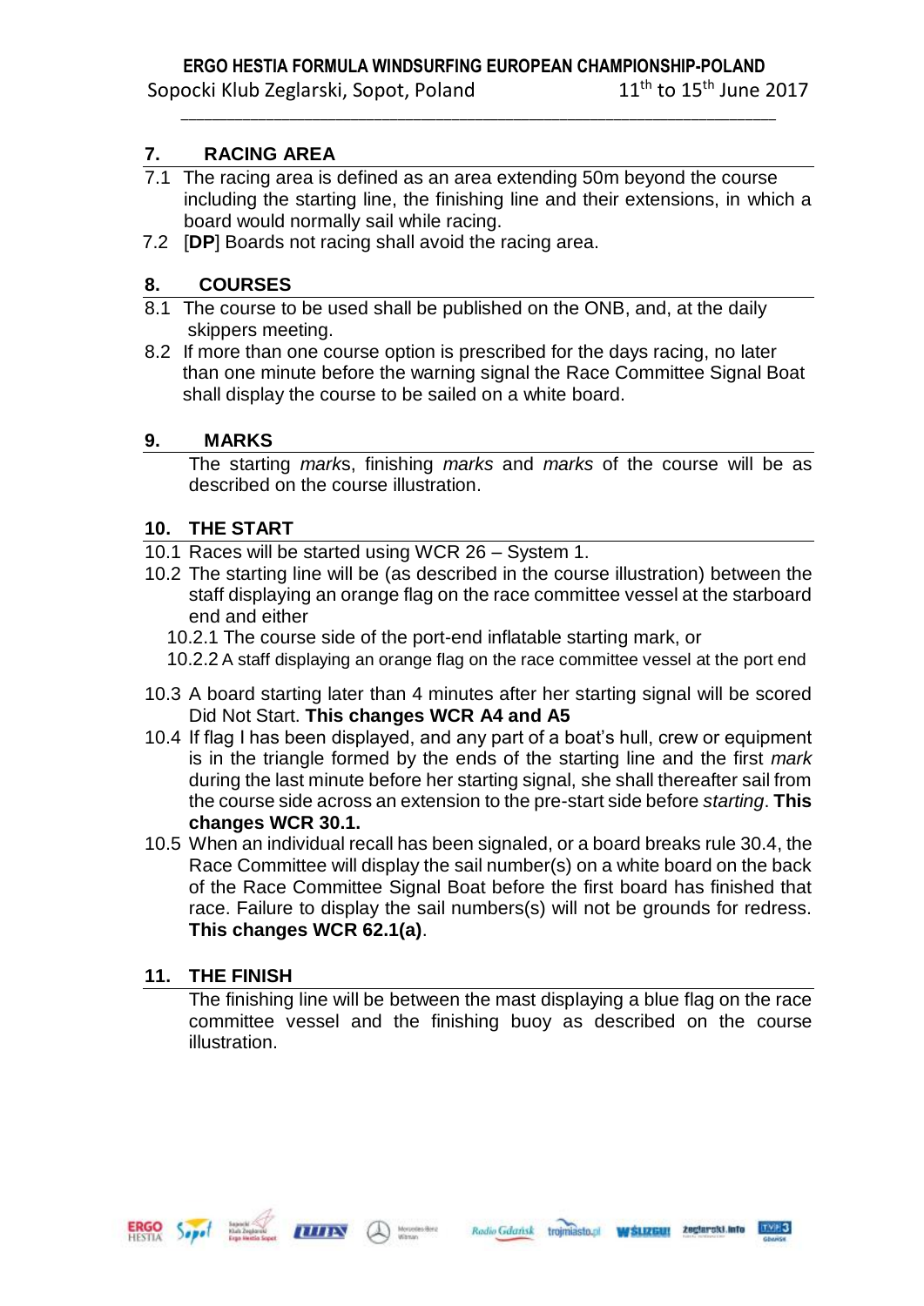## 7. RACING AREA

7.1 The racing area is defined as an area extending 50m beyond the course including the starting line, the finishing line and their extensions, in which a board would normally sail while racing.

7.2 [**DP**] Boards not racing shall avoid the racing area.

## 8. COURSES

8.1 The course to be used shall be published on the ONB, and, at the daily skippers meeting.

8.2 If more than one course option is prescribed for the days racing, no later than one minute before the warning signal the Race Committee Signal Boat shall display the course to be sailed on a white board.

## 9. MARKS

The starting *mark*s, finishing *marks* and *marks* of the course will be as described on the course illustration.

## 10. THE START

10.1 Races will be started using WCR 26 – System 1.

10.2 The starting line will be (as described in the course illustration) between the staff displaying an orange flag on the race committee vessel at the starboard end and either

10.2.1 The course side of the port-end inflatable starting mark, or

10.2.2 A staff displaying an orange flag on the race committee vessel at the port end

10.3 A board starting later than 4 minutes after her starting signal will be scored Did Not Start. **This changes WCR A4 and A5**

10.4 If flag I has been displayed, and any part of a boat's hull, crew or equipment is in the triangle formed by the ends of the starting line and the first *mark* during the last minute before her starting signal, she shall thereafter sail from the course side across an extension to the pre-start side before *starting*. **This changes WCR 30.1.**

10.5 When an individual recall has been signaled, or a board breaks rule 30.4, the Race Committee will display the sail number(s) on a white board on the back of the Race Committee Signal Boat before the first board has finished that race. Failure to display the sail numbers(s) will not be grounds for redress. **This changes WCR 62.1(a)**.

## 11. THE FINISH

The finishing line will be between the mast displaying a blue flag on the race committee vessel and the finishing buoy as described on the course illustration.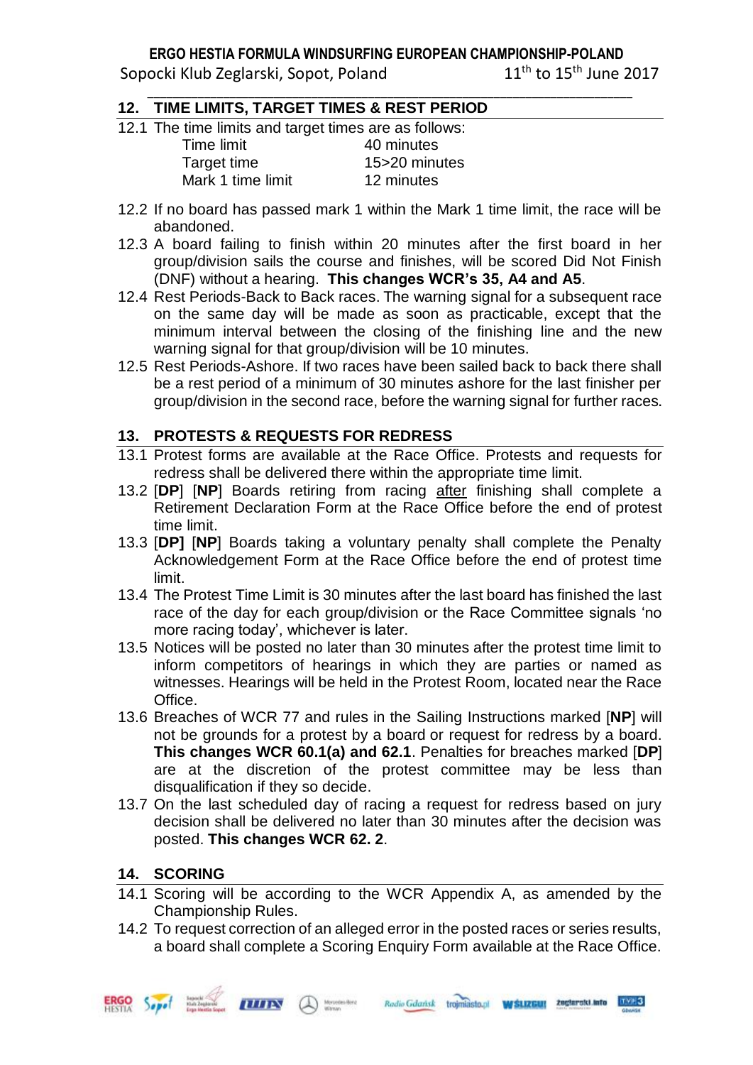## 12. TIME LIMITS, TARGET TIMES & REST PERIOD

12.1 The time limits and target times are as follows:

| | |
|---|---|
| Time limit | 40 minutes |
| Target time | 15>20 minutes |
| Mark 1 time limit | 12 minutes |

12.2 If no board has passed mark 1 within the Mark 1 time limit, the race will be abandoned.

12.3 A board failing to finish within 20 minutes after the first board in her group/division sails the course and finishes, will be scored Did Not Finish (DNF) without a hearing. **This changes WCR's 35, A4 and A5**.

12.4 Rest Periods-Back to Back races. The warning signal for a subsequent race on the same day will be made as soon as practicable, except that the minimum interval between the closing of the finishing line and the new warning signal for that group/division will be 10 minutes.

12.5 Rest Periods-Ashore. If two races have been sailed back to back there shall be a rest period of a minimum of 30 minutes ashore for the last finisher per group/division in the second race, before the warning signal for further races.

## 13. PROTESTS & REQUESTS FOR REDRESS

13.1 Protest forms are available at the Race Office. Protests and requests for redress shall be delivered there within the appropriate time limit.

13.2 [**DP**] [**NP**] Boards retiring from racing after finishing shall complete a Retirement Declaration Form at the Race Office before the end of protest time limit.

13.3 [**DP**] [**NP**] Boards taking a voluntary penalty shall complete the Penalty Acknowledgement Form at the Race Office before the end of protest time limit.

13.4 The Protest Time Limit is 30 minutes after the last board has finished the last race of the day for each group/division or the Race Committee signals 'no more racing today', whichever is later.

13.5 Notices will be posted no later than 30 minutes after the protest time limit to inform competitors of hearings in which they are parties or named as witnesses. Hearings will be held in the Protest Room, located near the Race Office.

13.6 Breaches of WCR 77 and rules in the Sailing Instructions marked [**NP**] will not be grounds for a protest by a board or request for redress by a board. **This changes WCR 60.1(a) and 62.1**. Penalties for breaches marked [**DP**] are at the discretion of the protest committee may be less than disqualification if they so decide.

13.7 On the last scheduled day of racing a request for redress based on jury decision shall be delivered no later than 30 minutes after the decision was posted. **This changes WCR 62. 2**.

## 14. SCORING

14.1 Scoring will be according to the WCR Appendix A, as amended by the Championship Rules.

14.2 To request correction of an alleged error in the posted races or series results, a board shall complete a Scoring Enquiry Form available at the Race Office.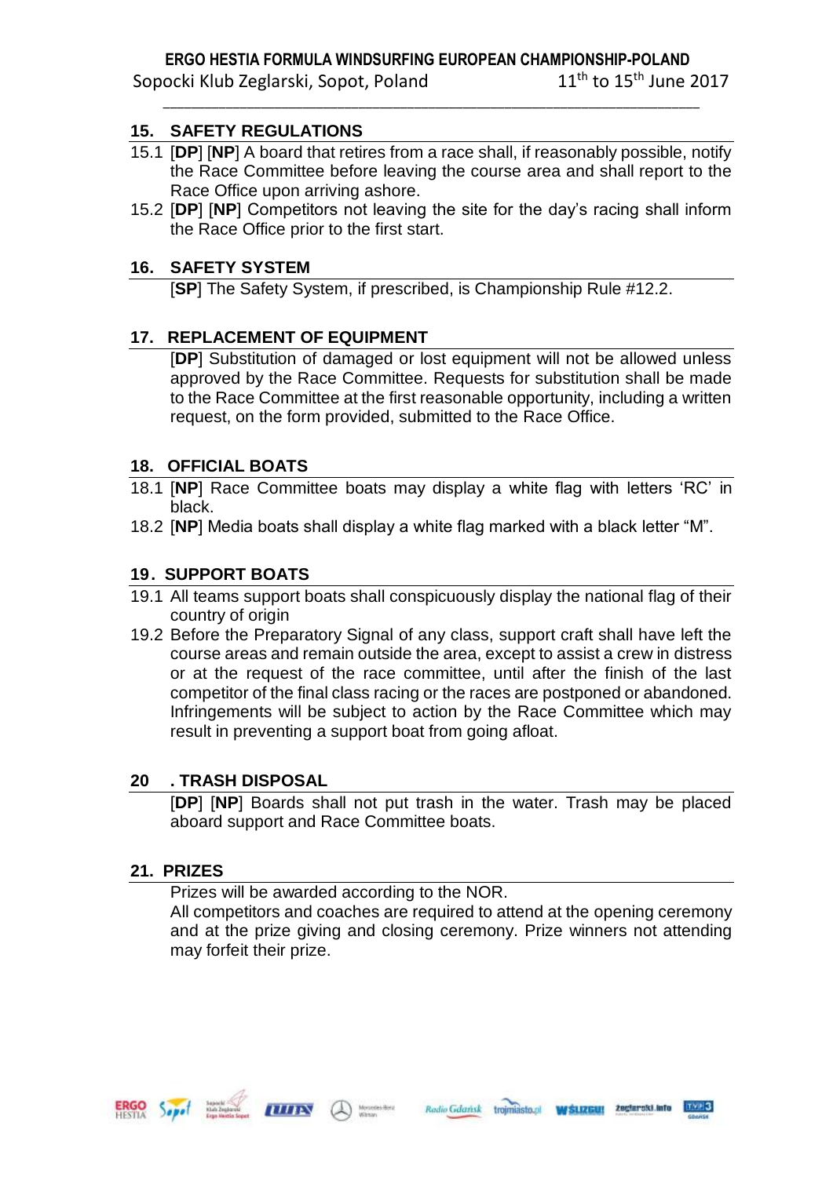## 15. SAFETY REGULATIONS

15.1 [**DP**] [**NP**] A board that retires from a race shall, if reasonably possible, notify the Race Committee before leaving the course area and shall report to the Race Office upon arriving ashore.

15.2 [**DP**] [**NP**] Competitors not leaving the site for the day's racing shall inform the Race Office prior to the first start.

## 16. SAFETY SYSTEM

[**SP**] The Safety System, if prescribed, is Championship Rule #12.2.

## 17. REPLACEMENT OF EQUIPMENT

[**DP**] Substitution of damaged or lost equipment will not be allowed unless approved by the Race Committee. Requests for substitution shall be made to the Race Committee at the first reasonable opportunity, including a written request, on the form provided, submitted to the Race Office.

## 18. OFFICIAL BOATS

18.1 [**NP**] Race Committee boats may display a white flag with letters 'RC' in black.

18.2 [**NP**] Media boats shall display a white flag marked with a black letter "M".

## 19. SUPPORT BOATS

19.1 All teams support boats shall conspicuously display the national flag of their country of origin

19.2 Before the Preparatory Signal of any class, support craft shall have left the course areas and remain outside the area, except to assist a crew in distress or at the request of the race committee, until after the finish of the last competitor of the final class racing or the races are postponed or abandoned. Infringements will be subject to action by the Race Committee which may result in preventing a support boat from going afloat.

## 20 . TRASH DISPOSAL

[**DP**] [**NP**] Boards shall not put trash in the water. Trash may be placed aboard support and Race Committee boats.

## 21. PRIZES

Prizes will be awarded according to the NOR.

All competitors and coaches are required to attend at the opening ceremony and at the prize giving and closing ceremony. Prize winners not attending may forfeit their prize.